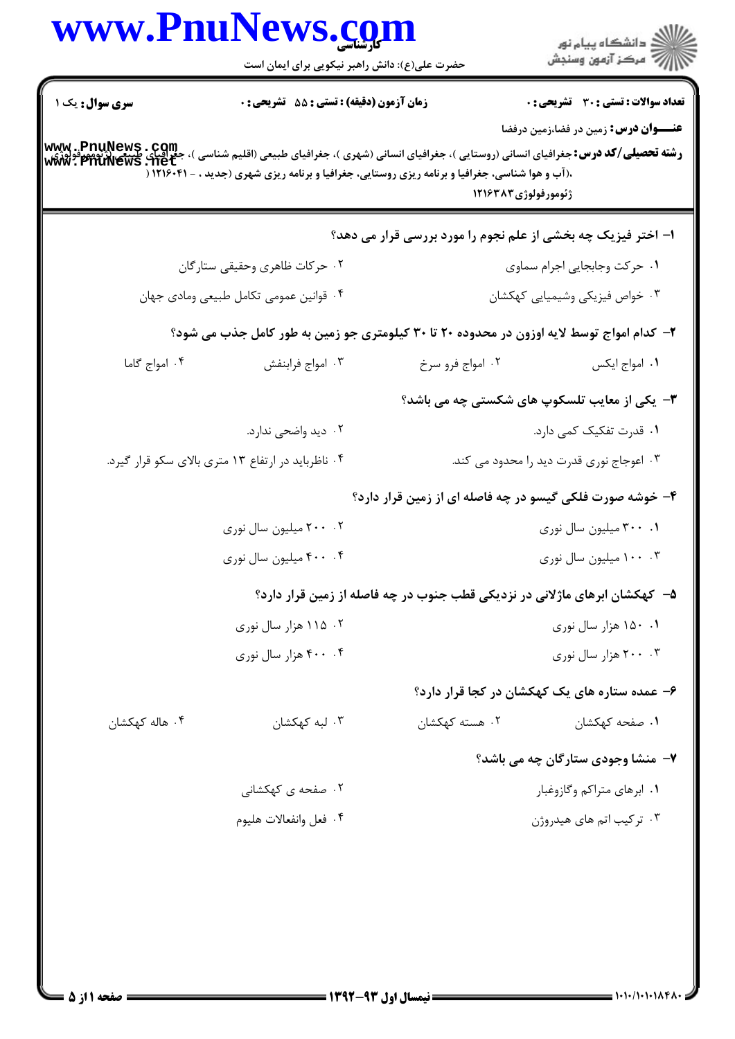**سری سوال:** یک ۱

**زمان آزمون (دقیقه) : تستی : ۵۵ تشریحی : ۰**

**تعداد سوالات : تستی : ۳۰ تشریحی : ۰**

**عنـــوان درس:** زمین در فضا،زمین درفضا

**رشته تحصیلی/کد درس:** جغرافیای انسانی (روستایی )، جغرافیای انسانی (شهری )، جغرافیای طبیعی (اقلیم شناسی )، جغرافیای طبیعی (ژئومورفولوژی )،(آب و هوا شناسی، جغرافیا و برنامه ریزی روستایی، جغرافیا و برنامه ریزی شهری (جدید ، - ۱۲۱۶۰۴۱ ( ژئومورفولوژی۱۲۱۶۳۸۳

**۱- اختر فیزیک چه بخشی از علم نجوم را مورد بررسی قرار می دهد؟**

۱. حرکت وجابجایی اجرام سماوی

۲. حرکات ظاهری وحقیقی ستارگان

۳. خواص فیزیکی وشیمیایی کهکشان

۴. قوانین عمومی تکامل طبیعی ومادی جهان

**۲- کدام امواج توسط لایه اوزون در محدوده ۲۰ تا ۳۰ کیلومتری جو زمین به طور کامل جذب می شود؟**

۱. امواج ایکس

۲. امواج فرو سرخ

۳. امواج فرابنفش

۴. امواج گاما

**۳- یکی از معایب تلسکوپ های شکستی چه می باشد؟**

۱. قدرت تفکیک کمی دارد.

۲. دید واضحی ندارد.

۳. اعوجاج نوری قدرت دید را محدود می کند.

۴. ناظرباید در ارتفاع ۱۳ متری بالای سکو قرار گیرد.

**۴- خوشه صورت فلکی گیسو در چه فاصله ای از زمین قرار دارد؟**

۱. ۳۰۰ میلیون سال نوری

۲. ۲۰۰ میلیون سال نوری

۳. ۱۰۰ میلیون سال نوری

۴. ۴۰۰ میلیون سال نوری

**۵- کهکشان ابرهای ماژلانی در نزدیکی قطب جنوب در چه فاصله از زمین قرار دارد؟**

۱. ۱۵۰ هزار سال نوری

۲. ۱۱۵ هزار سال نوری

۳. ۲۰۰ هزار سال نوری

۴. ۴۰۰ هزار سال نوری

**۶- عمده ستاره های یک کهکشان در کجا قرار دارد؟**

۱. صفحه کهکشان

۲. هسته کهکشان

۳. لبه کهکشان

۴. هاله کهکشان

**۷- منشا وجودی ستارگان چه می باشد؟**

۱. ابرهای متراکم وگازوغبار

۲. صفحه ی کهکشانی

۳. ترکیب اتم های هیدروژن

۴. فعل وانفعالات هلیوم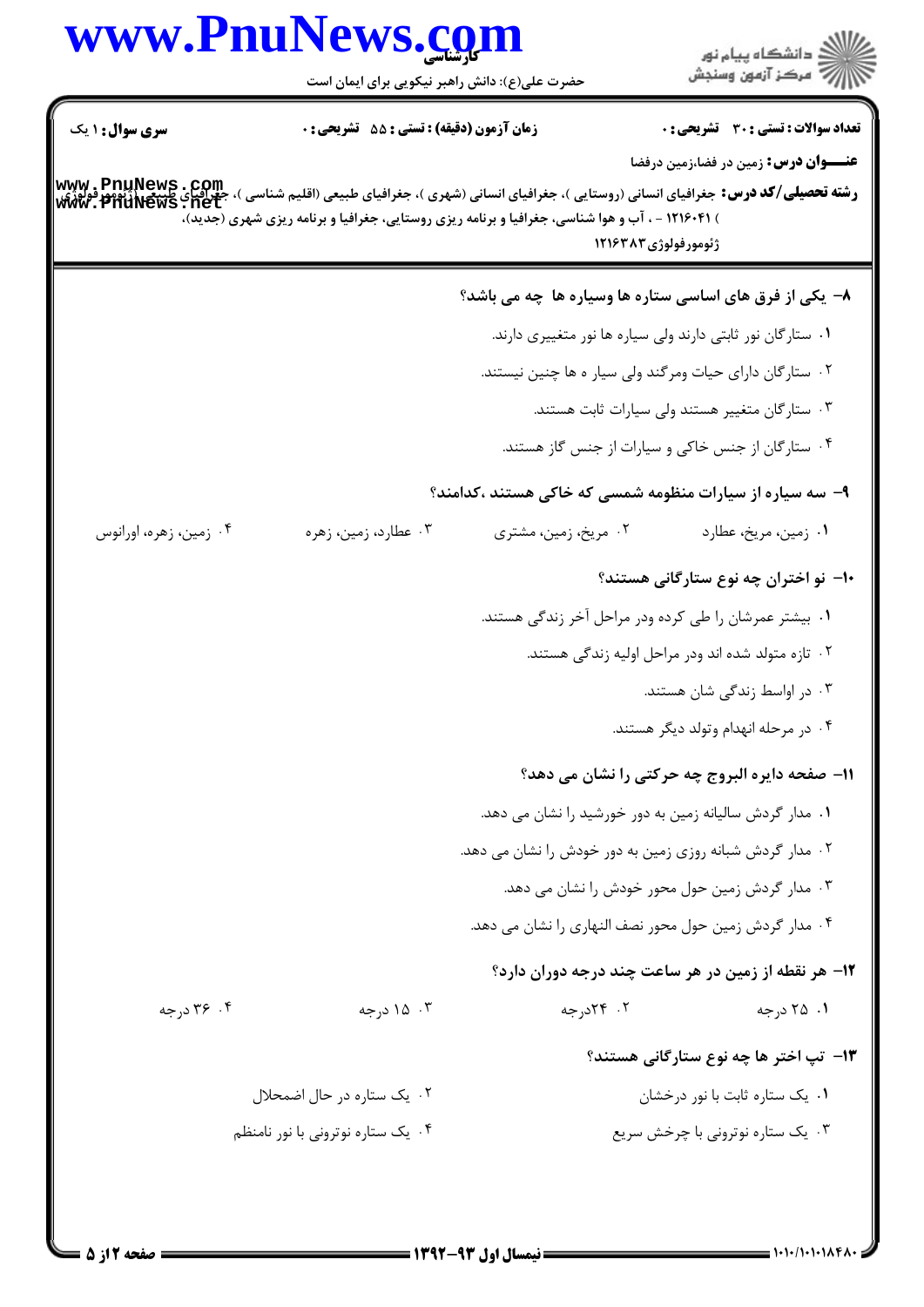**سری سوال:** ۱ یک

**زمان آزمون (دقیقه) : تستی :** ۵۵ **تشریحی :** ۰

**تعداد سوالات : تستی :** ۳۰ **تشریحی :** ۰

**عنـــوان درس:** زمین در فضا،زمین درفضا

**رشته تحصیلی/کد درس:** جغرافیای انسانی (روستایی )، جغرافیای انسانی (شهری )، جغرافیای طبیعی (اقلیم شناسی )، جغرافیای طبیعی (ژئومورفولوژی ) ۱۲۱۶۰۴۱ - ، آب و هوا شناسی، جغرافیا و برنامه ریزی روستایی، جغرافیا و برنامه ریزی شهری (جدید)، ژئومورفولوژی۱۲۱۶۳۸۳

**۸- یکی از فرق های اساسی ستاره ها وسیاره ها چه می باشد؟**

۱. ستارگان نور ثابتی دارند ولی سیاره ها نور متغییری دارند.

۲. ستارگان دارای حیات ومرگند ولی سیار ه ها چنین نیستند.

۳. ستارگان متغییر هستند ولی سیارات ثابت هستند.

۴. ستارگان از جنس خاکی و سیارات از جنس گاز هستند.

**۹- سه سیاره از سیارات منظومه شمسی که خاکی هستند ،کدامند؟**

۱. زمین، مریخ، عطارد
۲. مریخ، زمین، مشتری
۳. عطارد، زمین، زهره
۴. زمین، زهره، اورانوس

**۱۰- نو اختران چه نوع ستارگانی هستند؟**

۱. بیشتر عمرشان را طی کرده ودر مراحل آخر زندگی هستند.

۲. تازه متولد شده اند ودر مراحل اولیه زندگی هستند.

۳. در اواسط زندگی شان هستند.

۴. در مرحله انهدام وتولد دیگر هستند.

**۱۱- صفحه دایره البروج چه حرکتی را نشان می دهد؟**

۱. مدار گردش سالیانه زمین به دور خورشید را نشان می دهد.

۲. مدار گردش شبانه روزی زمین به دور خودش را نشان می دهد.

۳. مدار گردش زمین حول محور خودش را نشان می دهد.

۴. مدار گردش زمین حول محور نصف النهاری را نشان می دهد.

**۱۲- هر نقطه از زمین در هر ساعت چند درجه دوران دارد؟**

۱. ۲۵ درجه
۲. ۲۴درجه
۳. ۱۵ درجه
۴. ۳۶ درجه

**۱۳- تپ اختر ها چه نوع ستارگانی هستند؟**

۱. یک ستاره ثابت با نور درخشان
۲. یک ستاره در حال اضمحلال
۳. یک ستاره نوترونی با چرخش سریع
۴. یک ستاره نوترونی با نور نامنظم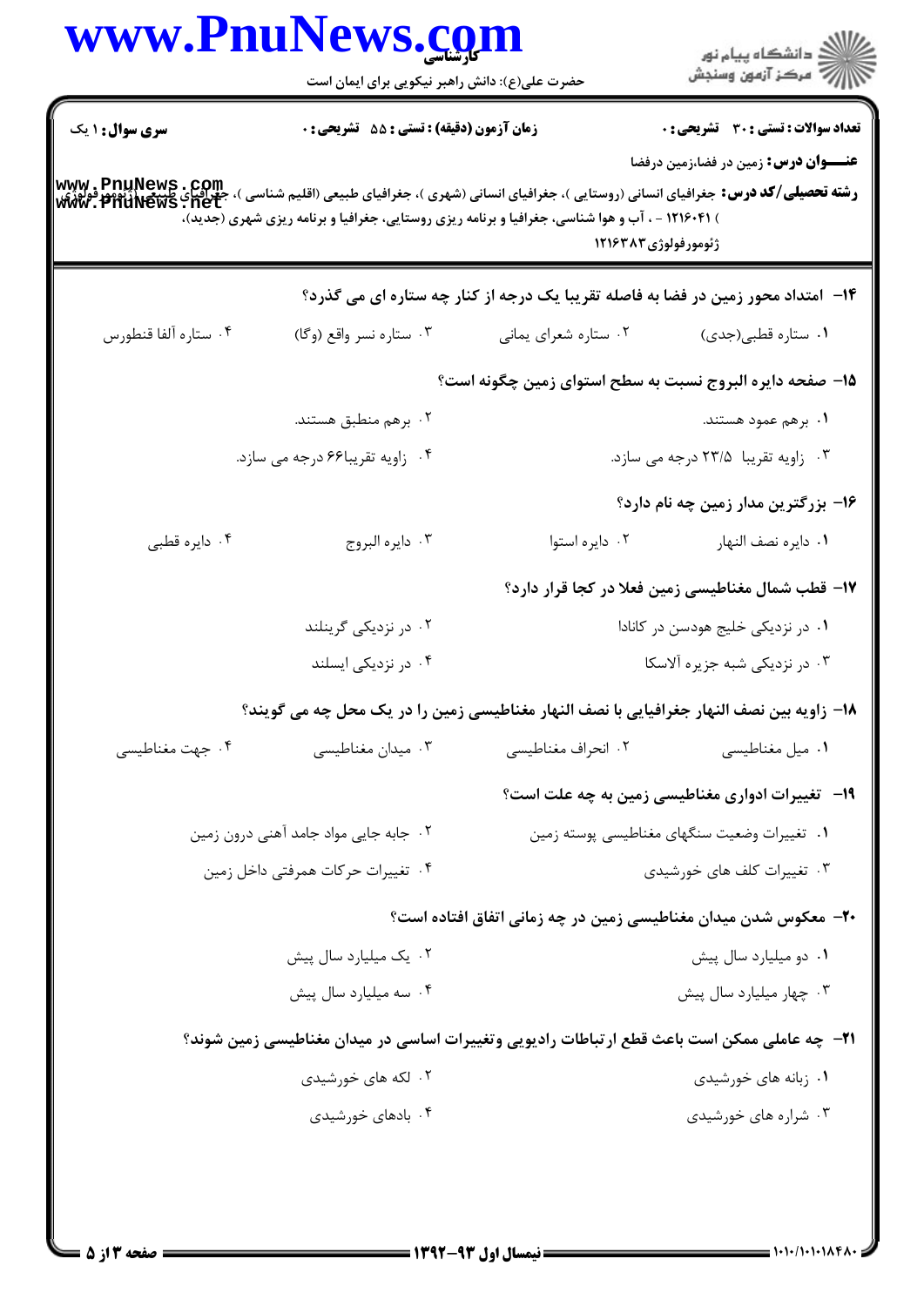**سری سوال:** ۱ یک

**زمان آزمون (دقیقه) : تستی :** ۵۵ **تشریحی :** ۰

**تعداد سوالات : تستی :** ۳۰ **تشریحی :** ۰

**عنـــوان درس:** زمین در فضا،زمین درفضا

**رشته تحصیلی/کد درس:** جغرافیای انسانی (روستایی )، جغرافیای انسانی (شهری )، جغرافیای طبیعی (اقلیم شناسی )، جغرافیای طبیعی (ژئومورفولوژی ) ۱۲۱۶۰۴۱ - ، آب و هوا شناسی، جغرافیا و برنامه ریزی روستایی، جغرافیا و برنامه ریزی شهری (جدید)، ژئومورفولوژی ۱۲۱۶۳۸۳

---

۱۴- امتداد محور زمین در فضا به فاصله تقریبا یک درجه از کنار چه ستاره ای می گذرد؟

۱. ستاره قطبی(جدی)
۲. ستاره شعرای یمانی
۳. ستاره نسر واقع (وگا)
۴. ستاره آلفا قنطورس

۱۵- صفحه دایره البروج نسبت به سطح استوای زمین چگونه است؟

۱. برهم عمود هستند.
۲. برهم منطبق هستند.
۳. زاویه تقریبا ۲۳/۵ درجه می سازد.
۴. زاویه تقریبا۶۶ درجه می سازد.

۱۶- بزرگترین مدار زمین چه نام دارد؟

۱. دایره نصف النهار
۲. دایره استوا
۳. دایره البروج
۴. دایره قطبی

۱۷- قطب شمال مغناطیسی زمین فعلا در کجا قرار دارد؟

۱. در نزدیکی خلیج هودسن در کانادا
۲. در نزدیکی گرینلند
۳. در نزدیکی شبه جزیره آلاسکا
۴. در نزدیکی ایسلند

۱۸- زاویه بین نصف النهار جغرافیایی با نصف النهار مغناطیسی زمین را در یک محل چه می گویند؟

۱. میل مغناطیسی
۲. انحراف مغناطیسی
۳. میدان مغناطیسی
۴. جهت مغناطیسی

۱۹- تغییرات ادواری مغناطیسی زمین به چه علت است؟

۱. تغییرات وضعیت سنگهای مغناطیسی پوسته زمین
۲. جابه جایی مواد جامد آهنی درون زمین
۳. تغییرات کلف های خورشیدی
۴. تغییرات حرکات همرفتی داخل زمین

۲۰- معکوس شدن میدان مغناطیسی زمین در چه زمانی اتفاق افتاده است؟

۱. دو میلیارد سال پیش
۲. یک میلیارد سال پیش
۳. چهار میلیارد سال پیش
۴. سه میلیارد سال پیش

۲۱- چه عاملی ممکن است باعث قطع ارتباطات رادیویی وتغییرات اساسی در میدان مغناطیسی زمین شوند؟

۱. زبانه های خورشیدی
۲. لکه های خورشیدی
۳. شراره های خورشیدی
۴. بادهای خورشیدی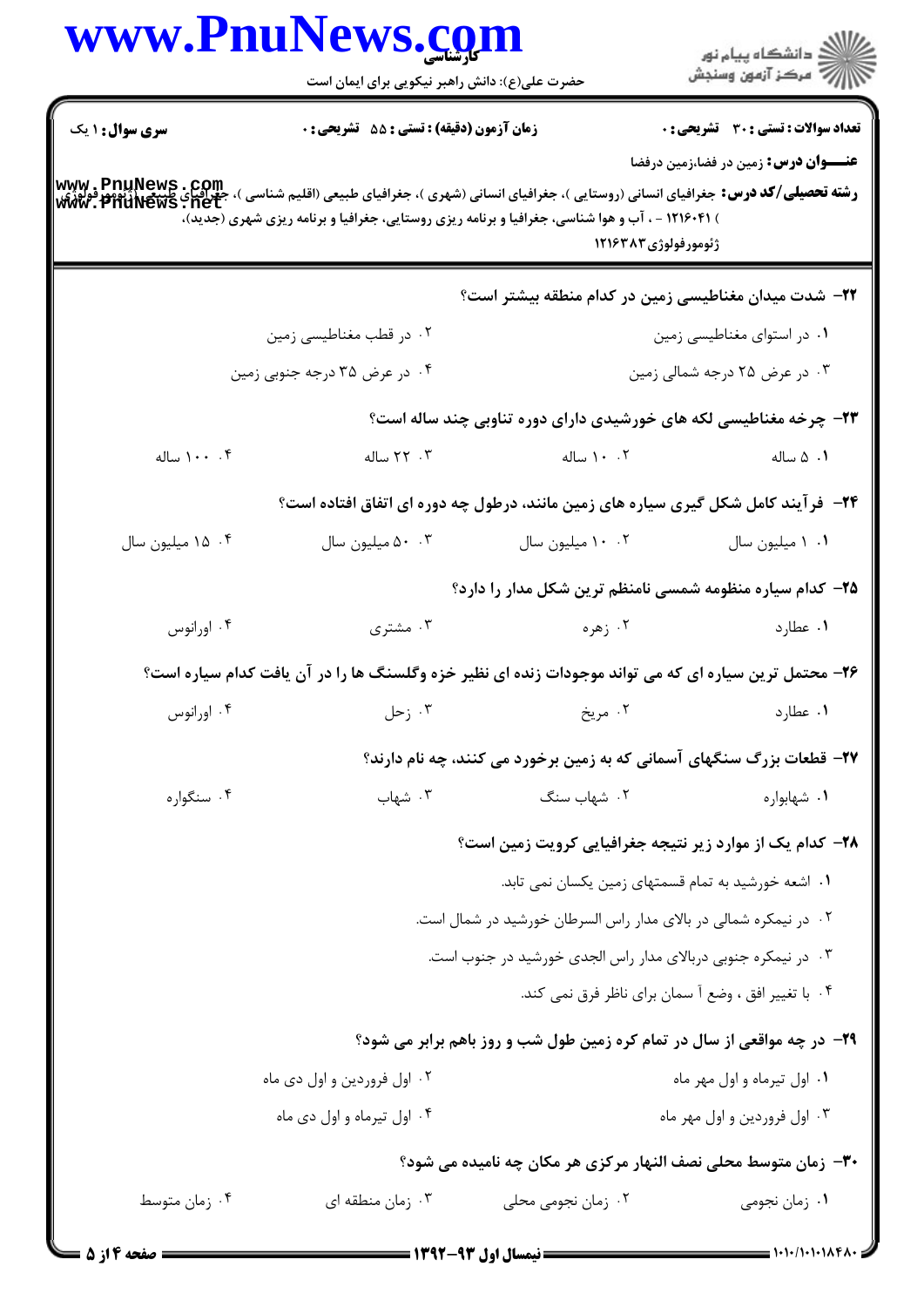**سری سوال:** ۱ یک

**زمان آزمون (دقیقه) : تستی : ۵۵ تشریحی : ۰**

**تعداد سوالات : تستی : ۳۰ تشریحی : ۰**

**عنـــوان درس:** زمین در فضا،زمین درفضا

**رشته تحصیلی/کد درس:** جغرافیای انسانی (روستایی )، جغرافیای انسانی (شهری )، جغرافیای طبیعی (اقلیم شناسی )، جغرافیای طبیعی (ژئومورفولوژی ) ۱۲۱۶۰۴۱ - ، آب و هوا شناسی، جغرافیا و برنامه ریزی روستایی، جغرافیا و برنامه ریزی شهری (جدید)، ژئومورفولوژی ۱۲۱۶۳۸۳

**۲۲- شدت میدان مغناطیسی زمین در کدام منطقه بیشتر است؟**

۱. در استوای مغناطیسی زمین

۲. در قطب مغناطیسی زمین

۳. در عرض ۲۵ درجه شمالی زمین

۴. در عرض ۳۵ درجه جنوبی زمین

**۲۳- چرخه مغناطیسی لکه های خورشیدی دارای دوره تناوبی چند ساله است؟**

۱. ۵ ساله

۲. ۱۰ ساله

۳. ۲۲ ساله

۴. ۱۰۰ ساله

**۲۴- فرآیند کامل شکل گیری سیاره های زمین مانند، درطول چه دوره ای اتفاق افتاده است؟**

۱. ۱ میلیون سال

۲. ۱۰ میلیون سال

۳. ۵۰ میلیون سال

۴. ۱۵ میلیون سال

**۲۵- کدام سیاره منظومه شمسی نامنظم ترین شکل مدار را دارد؟**

۱. عطارد

۲. زهره

۳. مشتری

۴. اورانوس

**۲۶- محتمل ترین سیاره ای که می تواند موجودات زنده ای نظیر خزه وگلسنگ ها را در آن یافت کدام سیاره است؟**

۱. عطارد

۲. مریخ

۳. زحل

۴. اورانوس

**۲۷- قطعات بزرگ سنگهای آسمانی که به زمین برخورد می کنند، چه نام دارند؟**

۱. شهابواره

۲. شهاب سنگ

۳. شهاب

۴. سنگواره

**۲۸- کدام یک از موارد زیر نتیجه جغرافیایی کرویت زمین است؟**

۱. اشعه خورشید به تمام قسمتهای زمین یکسان نمی تابد.

۲. در نیمکره شمالی در بالای مدار راس السرطان خورشید در شمال است.

۳. در نیمکره جنوبی دربالای مدار راس الجدی خورشید در جنوب است.

۴. با تغییر افق ، وضع آ سمان برای ناظر فرق نمی کند.

**۲۹- در چه مواقعی از سال در تمام کره زمین طول شب و روز باهم برابر می شود؟**

۱. اول تیرماه و اول مهر ماه

۲. اول فروردین و اول دی ماه

۳. اول فروردین و اول مهر ماه

۴. اول تیرماه و اول دی ماه

**۳۰- زمان متوسط محلی نصف النهار مرکزی هر مکان چه نامیده می شود؟**

۱. زمان نجومی

۲. زمان نجومی محلی

۳. زمان منطقه ای

۴. زمان متوسط